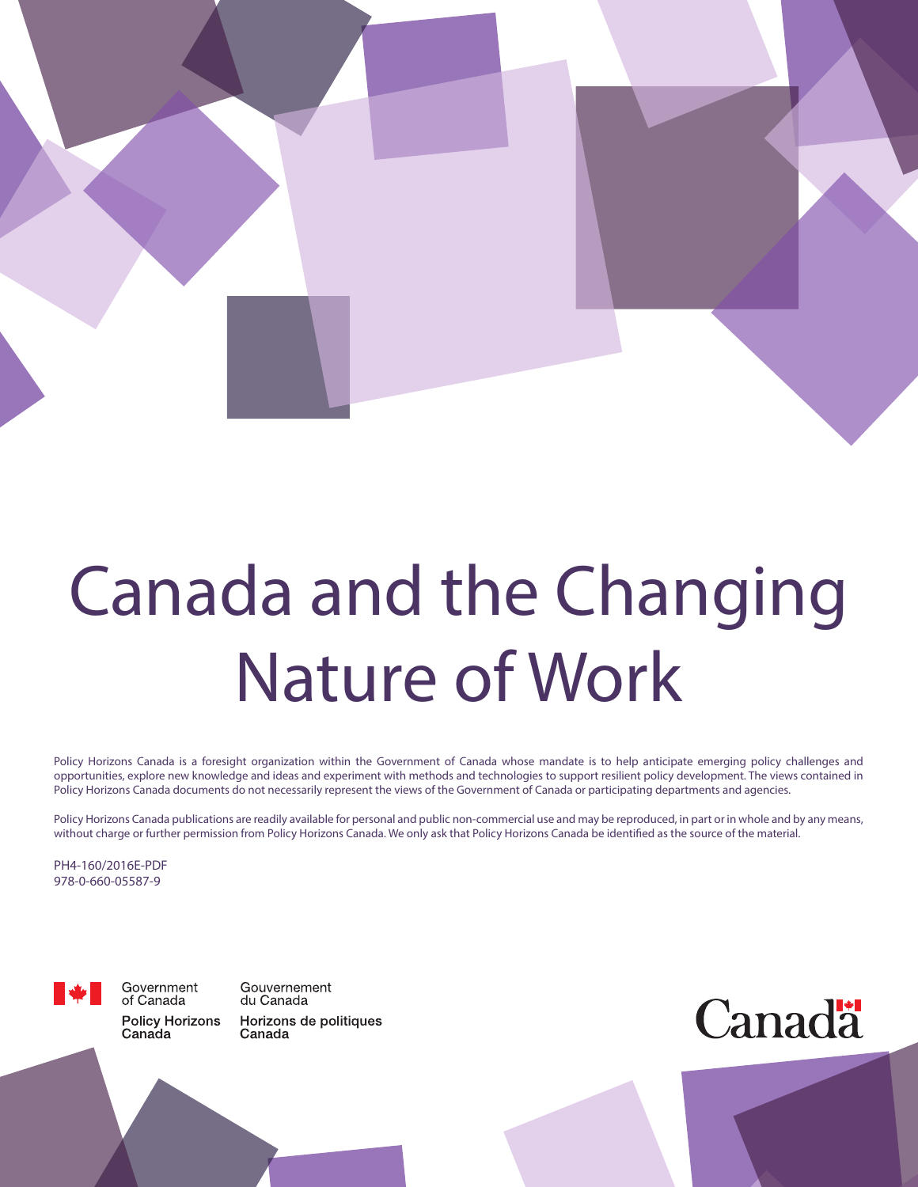# Canada and the Changing Nature of Work

Policy Horizons Canada is a foresight organization within the Government of Canada whose mandate is to help anticipate emerging policy challenges and opportunities, explore new knowledge and ideas and experiment with methods and technologies to support resilient policy development. The views contained in Policy Horizons Canada documents do not necessarily represent the views of the Government of Canada or participating departments and agencies.

Policy Horizons Canada publications are readily available for personal and public non-commercial use and may be reproduced, in part or in whole and by any means, without charge or further permission from Policy Horizons Canada. We only ask that Policy Horizons Canada be identified as the source of the material.

PH4-160/2016E-PDF
978-0-660-05587-9

Government of Canada | Gouvernement du Canada
Policy Horizons Canada | Horizons de politiques Canada

Canada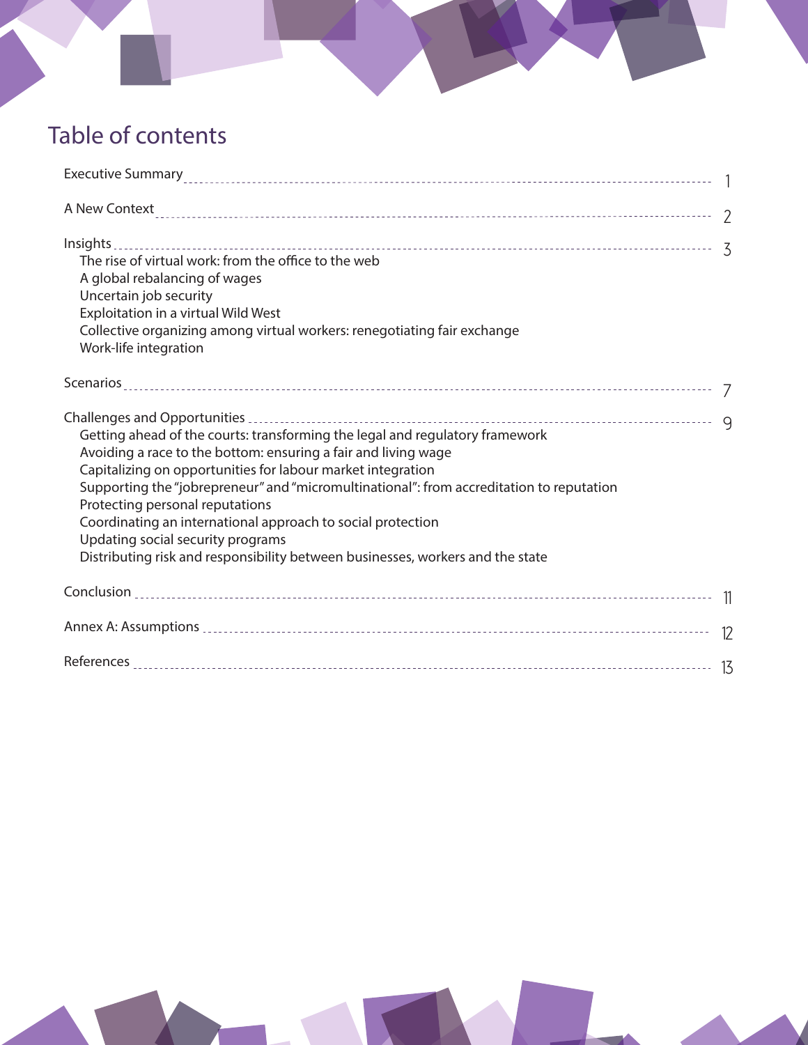# Table of contents

Executive Summary ..... 1

A New Context ..... 2

Insights ..... 3
- The rise of virtual work: from the office to the web
- A global rebalancing of wages
- Uncertain job security
- Exploitation in a virtual Wild West
- Collective organizing among virtual workers: renegotiating fair exchange
- Work-life integration

Scenarios ..... 7

Challenges and Opportunities ..... 9
- Getting ahead of the courts: transforming the legal and regulatory framework
- Avoiding a race to the bottom: ensuring a fair and living wage
- Capitalizing on opportunities for labour market integration
- Supporting the "jobrepreneur" and "micromultinational": from accreditation to reputation
- Protecting personal reputations
- Coordinating an international approach to social protection
- Updating social security programs
- Distributing risk and responsibility between businesses, workers and the state

Conclusion ..... 11

Annex A: Assumptions ..... 12

References ..... 13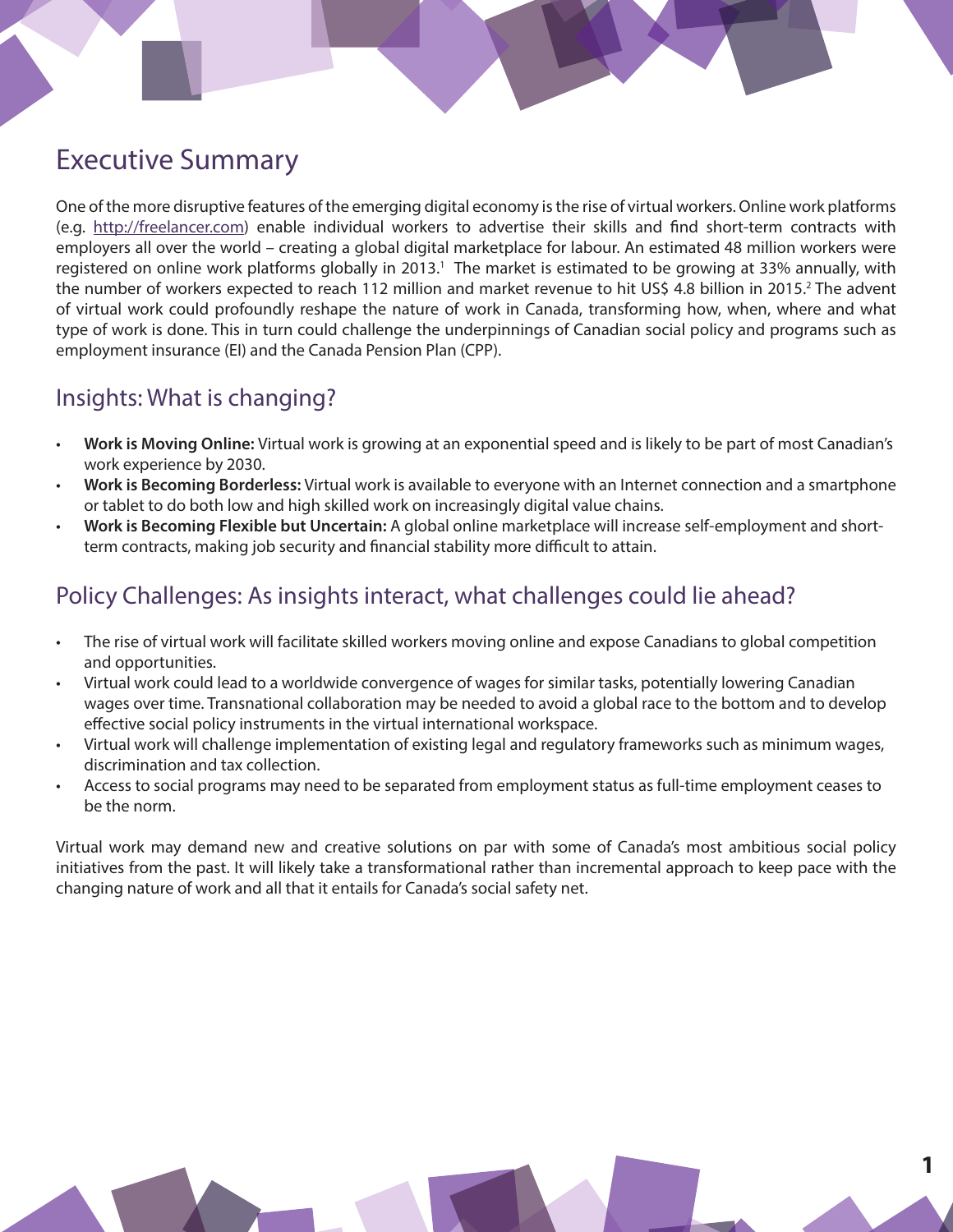# Executive Summary

One of the more disruptive features of the emerging digital economy is the rise of virtual workers. Online work platforms (e.g. http://freelancer.com) enable individual workers to advertise their skills and find short-term contracts with employers all over the world – creating a global digital marketplace for labour. An estimated 48 million workers were registered on online work platforms globally in 2013.[1] The market is estimated to be growing at 33% annually, with the number of workers expected to reach 112 million and market revenue to hit US$ 4.8 billion in 2015.[2] The advent of virtual work could profoundly reshape the nature of work in Canada, transforming how, when, where and what type of work is done. This in turn could challenge the underpinnings of Canadian social policy and programs such as employment insurance (EI) and the Canada Pension Plan (CPP).

## Insights: What is changing?

- **Work is Moving Online:** Virtual work is growing at an exponential speed and is likely to be part of most Canadian's work experience by 2030.
- **Work is Becoming Borderless:** Virtual work is available to everyone with an Internet connection and a smartphone or tablet to do both low and high skilled work on increasingly digital value chains.
- **Work is Becoming Flexible but Uncertain:** A global online marketplace will increase self-employment and short-term contracts, making job security and financial stability more difficult to attain.

## Policy Challenges: As insights interact, what challenges could lie ahead?

- The rise of virtual work will facilitate skilled workers moving online and expose Canadians to global competition and opportunities.
- Virtual work could lead to a worldwide convergence of wages for similar tasks, potentially lowering Canadian wages over time. Transnational collaboration may be needed to avoid a global race to the bottom and to develop effective social policy instruments in the virtual international workspace.
- Virtual work will challenge implementation of existing legal and regulatory frameworks such as minimum wages, discrimination and tax collection.
- Access to social programs may need to be separated from employment status as full-time employment ceases to be the norm.

Virtual work may demand new and creative solutions on par with some of Canada's most ambitious social policy initiatives from the past. It will likely take a transformational rather than incremental approach to keep pace with the changing nature of work and all that it entails for Canada's social safety net.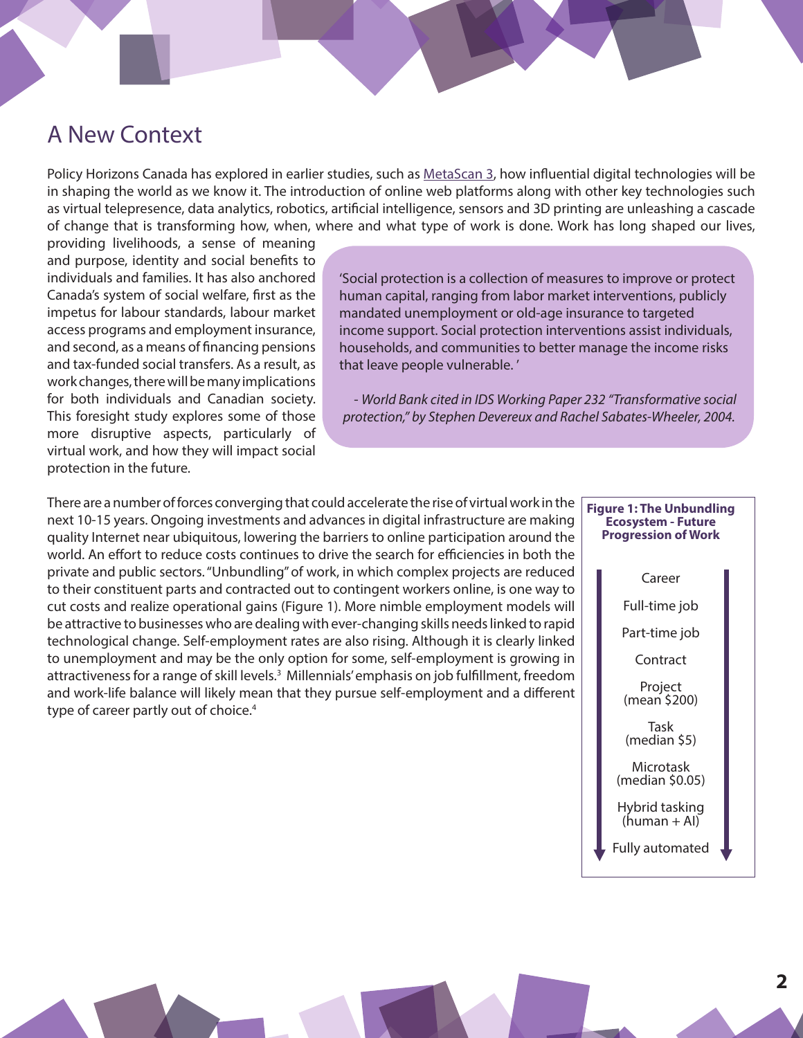## A New Context

Policy Horizons Canada has explored in earlier studies, such as MetaScan 3, how influential digital technologies will be in shaping the world as we know it. The introduction of online web platforms along with other key technologies such as virtual telepresence, data analytics, robotics, artificial intelligence, sensors and 3D printing are unleashing a cascade of change that is transforming how, when, where and what type of work is done. Work has long shaped our lives, providing livelihoods, a sense of meaning and purpose, identity and social benefits to individuals and families. It has also anchored Canada's system of social welfare, first as the impetus for labour standards, labour market access programs and employment insurance, and second, as a means of financing pensions and tax-funded social transfers. As a result, as work changes, there will be many implications for both individuals and Canadian society. This foresight study explores some of those more disruptive aspects, particularly of virtual work, and how they will impact social protection in the future.

> 'Social protection is a collection of measures to improve or protect human capital, ranging from labor market interventions, publicly mandated unemployment or old-age insurance to targeted income support. Social protection interventions assist individuals, households, and communities to better manage the income risks that leave people vulnerable. '
>
> *- World Bank cited in IDS Working Paper 232 "Transformative social protection," by Stephen Devereux and Rachel Sabates-Wheeler, 2004.*

There are a number of forces converging that could accelerate the rise of virtual work in the next 10-15 years. Ongoing investments and advances in digital infrastructure are making quality Internet near ubiquitous, lowering the barriers to online participation around the world. An effort to reduce costs continues to drive the search for efficiencies in both the private and public sectors. "Unbundling" of work, in which complex projects are reduced to their constituent parts and contracted out to contingent workers online, is one way to cut costs and realize operational gains (Figure 1). More nimble employment models will be attractive to businesses who are dealing with ever-changing skills needs linked to rapid technological change. Self-employment rates are also rising. Although it is clearly linked to unemployment and may be the only option for some, self-employment is growing in attractiveness for a range of skill levels.[3] Millennials' emphasis on job fulfillment, freedom and work-life balance will likely mean that they pursue self-employment and a different type of career partly out of choice.[4]

**Figure 1: The Unbundling Ecosystem - Future Progression of Work**

- Career
- Full-time job
- Part-time job
- Contract
- Project (mean $200)
- Task (median $5)
- Microtask (median $0.05)
- Hybrid tasking (human + AI)
- Fully automated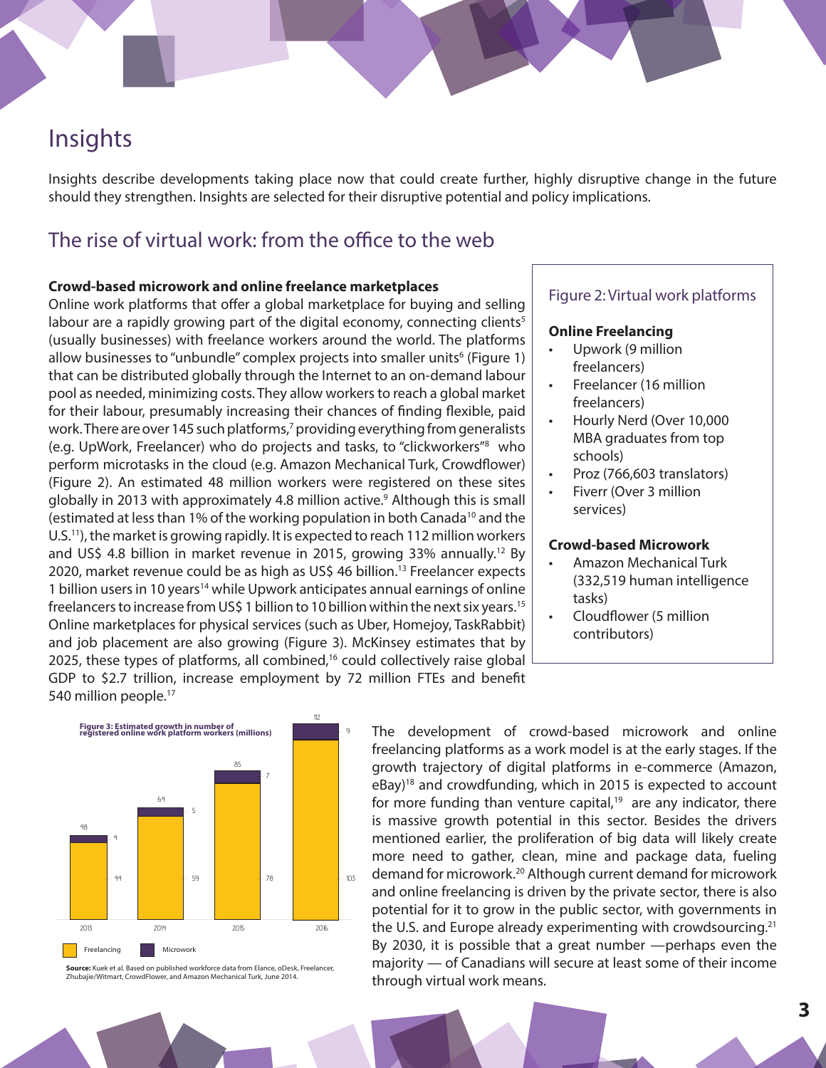# Insights

Insights describe developments taking place now that could create further, highly disruptive change in the future should they strengthen. Insights are selected for their disruptive potential and policy implications.

## The rise of virtual work: from the office to the web

**Crowd-based microwork and online freelance marketplaces**

Online work platforms that offer a global marketplace for buying and selling labour are a rapidly growing part of the digital economy, connecting clients[5] (usually businesses) with freelance workers around the world. The platforms allow businesses to "unbundle" complex projects into smaller units[6] (Figure 1) that can be distributed globally through the Internet to an on-demand labour pool as needed, minimizing costs. They allow workers to reach a global market for their labour, presumably increasing their chances of finding flexible, paid work. There are over 145 such platforms,[7] providing everything from generalists (e.g. UpWork, Freelancer) who do projects and tasks, to "clickworkers"[8] who perform microtasks in the cloud (e.g. Amazon Mechanical Turk, Crowdflower) (Figure 2). An estimated 48 million workers were registered on these sites globally in 2013 with approximately 4.8 million active.[9] Although this is small (estimated at less than 1% of the working population in both Canada[10] and the U.S.[11]), the market is growing rapidly. It is expected to reach 112 million workers and US$ 4.8 billion in market revenue in 2015, growing 33% annually.[12] By 2020, market revenue could be as high as US$ 46 billion.[13] Freelancer expects 1 billion users in 10 years[14] while Upwork anticipates annual earnings of online freelancers to increase from US$ 1 billion to 10 billion within the next six years.[15] Online marketplaces for physical services (such as Uber, Homejoy, TaskRabbit) and job placement are also growing (Figure 3). McKinsey estimates that by 2025, these types of platforms, all combined,[16] could collectively raise global GDP to $2.7 trillion, increase employment by 72 million FTEs and benefit 540 million people.[17]

**Figure 2: Virtual work platforms**

**Online Freelancing**

- Upwork (9 million freelancers)
- Freelancer (16 million freelancers)
- Hourly Nerd (Over 10,000 MBA graduates from top schools)
- Proz (766,603 translators)
- Fiverr (Over 3 million services)

**Crowd-based Microwork**

- Amazon Mechanical Turk (332,519 human intelligence tasks)
- Cloudflower (5 million contributors)

**Figure 3: Estimated growth in number of registered online work platform workers (millions)**

| Year | Freelancing | Microwork | Total |
|---|---|---|---|
| 2013 | 44 | 4 | 48 |
| 2014 | 59 | 5 | 64 |
| 2015 | 78 | 7 | 85 |
| 2016 | 103 | 9 | 112 |

**Source:** Kuek et al. Based on published workforce data from Elance, oDesk, Freelancer, Zhubajie/Witmart, CrowdFlower, and Amazon Mechanical Turk, June 2014.

The development of crowd-based microwork and online freelancing platforms as a work model is at the early stages. If the growth trajectory of digital platforms in e-commerce (Amazon, eBay)[18] and crowdfunding, which in 2015 is expected to account for more funding than venture capital,[19] are any indicator, there is massive growth potential in this sector. Besides the drivers mentioned earlier, the proliferation of big data will likely create more need to gather, clean, mine and package data, fueling demand for microwork.[20] Although current demand for microwork and online freelancing is driven by the private sector, there is also potential for it to grow in the public sector, with governments in the U.S. and Europe already experimenting with crowdsourcing.[21] By 2030, it is possible that a great number —perhaps even the majority — of Canadians will secure at least some of their income through virtual work means.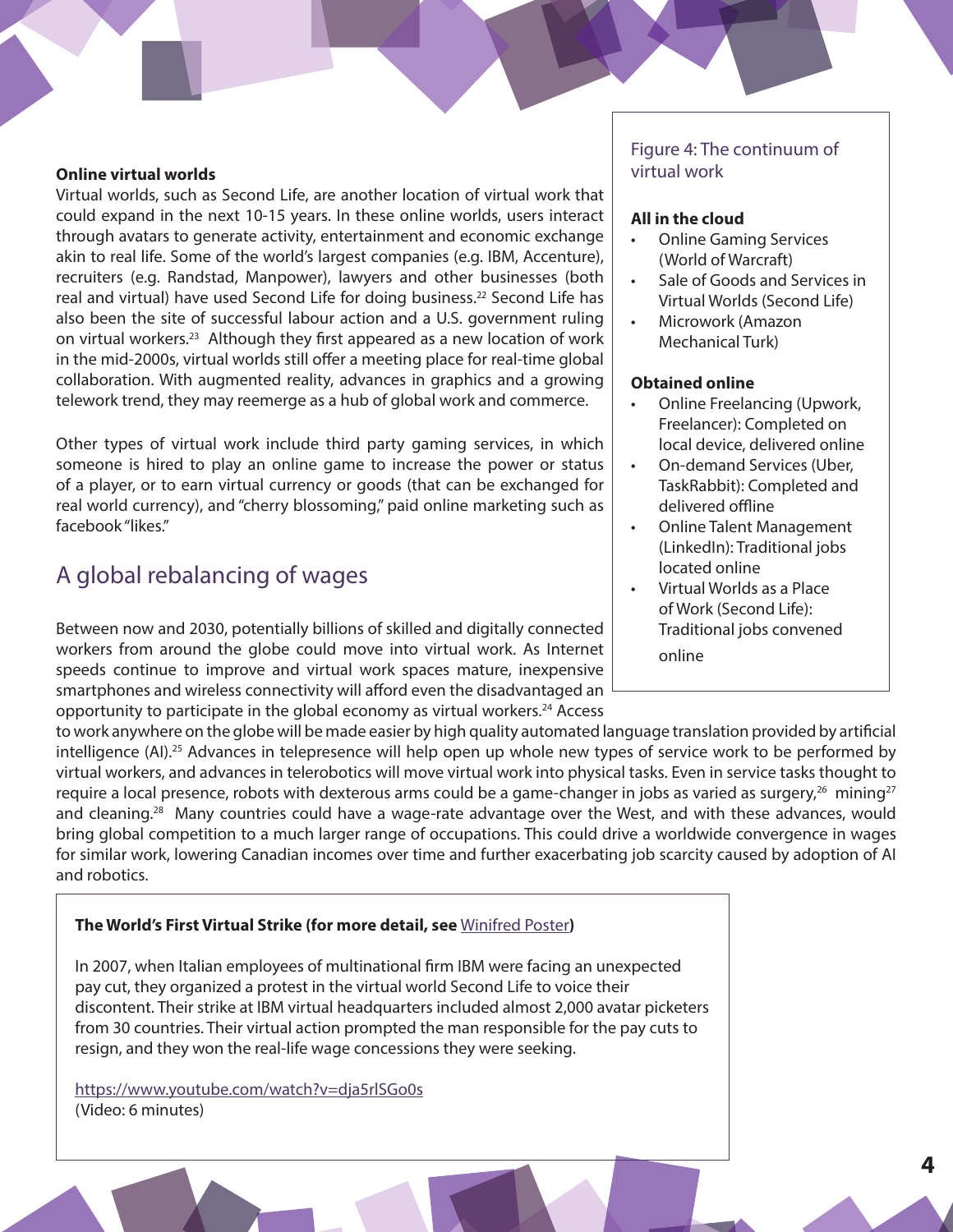### Online virtual worlds

Virtual worlds, such as Second Life, are another location of virtual work that could expand in the next 10-15 years. In these online worlds, users interact through avatars to generate activity, entertainment and economic exchange akin to real life. Some of the world's largest companies (e.g. IBM, Accenture), recruiters (e.g. Randstad, Manpower), lawyers and other businesses (both real and virtual) have used Second Life for doing business.[22] Second Life has also been the site of successful labour action and a U.S. government ruling on virtual workers.[23] Although they first appeared as a new location of work in the mid-2000s, virtual worlds still offer a meeting place for real-time global collaboration. With augmented reality, advances in graphics and a growing telework trend, they may reemerge as a hub of global work and commerce.

Other types of virtual work include third party gaming services, in which someone is hired to play an online game to increase the power or status of a player, or to earn virtual currency or goods (that can be exchanged for real world currency), and "cherry blossoming," paid online marketing such as facebook "likes."

> Figure 4: The continuum of virtual work
>
> **All in the cloud**
> - Online Gaming Services (World of Warcraft)
> - Sale of Goods and Services in Virtual Worlds (Second Life)
> - Microwork (Amazon Mechanical Turk)
>
> **Obtained online**
> - Online Freelancing (Upwork, Freelancer): Completed on local device, delivered online
> - On-demand Services (Uber, TaskRabbit): Completed and delivered offline
> - Online Talent Management (LinkedIn): Traditional jobs located online
> - Virtual Worlds as a Place of Work (Second Life): Traditional jobs convened online

## A global rebalancing of wages

Between now and 2030, potentially billions of skilled and digitally connected workers from around the globe could move into virtual work. As Internet speeds continue to improve and virtual work spaces mature, inexpensive smartphones and wireless connectivity will afford even the disadvantaged an opportunity to participate in the global economy as virtual workers.[24] Access to work anywhere on the globe will be made easier by high quality automated language translation provided by artificial intelligence (AI).[25] Advances in telepresence will help open up whole new types of service work to be performed by virtual workers, and advances in telerobotics will move virtual work into physical tasks. Even in service tasks thought to require a local presence, robots with dexterous arms could be a game-changer in jobs as varied as surgery,[26] mining[27] and cleaning.[28] Many countries could have a wage-rate advantage over the West, and with these advances, would bring global competition to a much larger range of occupations. This could drive a worldwide convergence in wages for similar work, lowering Canadian incomes over time and further exacerbating job scarcity caused by adoption of AI and robotics.

> **The World's First Virtual Strike (for more detail, see Winifred Poster)**
>
> In 2007, when Italian employees of multinational firm IBM were facing an unexpected pay cut, they organized a protest in the virtual world Second Life to voice their discontent. Their strike at IBM virtual headquarters included almost 2,000 avatar picketers from 30 countries. Their virtual action prompted the man responsible for the pay cuts to resign, and they won the real-life wage concessions they were seeking.
>
> https://www.youtube.com/watch?v=dja5rlSGo0s
> (Video: 6 minutes)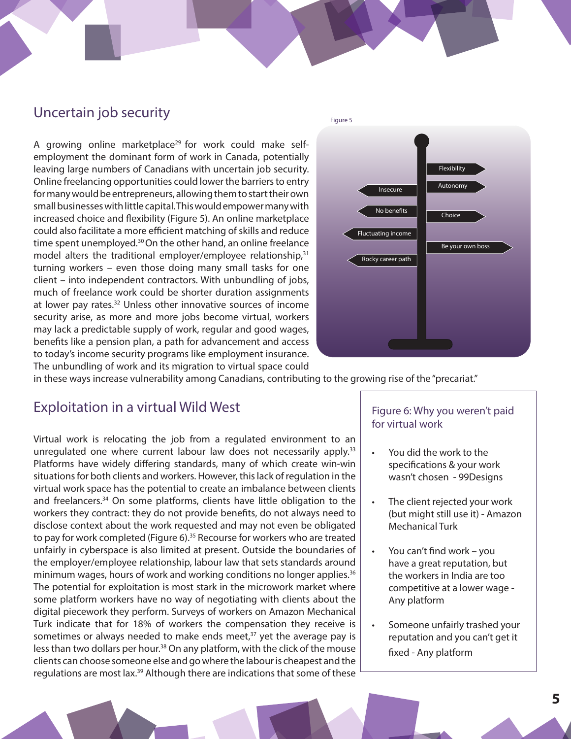## Uncertain job security

A growing online marketplace[29] for work could make self-employment the dominant form of work in Canada, potentially leaving large numbers of Canadians with uncertain job security. Online freelancing opportunities could lower the barriers to entry for many would be entrepreneurs, allowing them to start their own small businesses with little capital. This would empower many with increased choice and flexibility (Figure 5). An online marketplace could also facilitate a more efficient matching of skills and reduce time spent unemployed.[30] On the other hand, an online freelance model alters the traditional employer/employee relationship,[31] turning workers – even those doing many small tasks for one client – into independent contractors. With unbundling of jobs, much of freelance work could be shorter duration assignments at lower pay rates.[32] Unless other innovative sources of income security arise, as more and more jobs become virtual, workers may lack a predictable supply of work, regular and good wages, benefits like a pension plan, a path for advancement and access to today's income security programs like employment insurance. The unbundling of work and its migration to virtual space could in these ways increase vulnerability among Canadians, contributing to the growing rise of the "precariat."

Figure 5

- Flexibility
- Autonomy
- Choice
- Be your own boss
- Insecure
- No benefits
- Fluctuating income
- Rocky career path

## Exploitation in a virtual Wild West

Virtual work is relocating the job from a regulated environment to an unregulated one where current labour law does not necessarily apply.[33] Platforms have widely differing standards, many of which create win-win situations for both clients and workers. However, this lack of regulation in the virtual work space has the potential to create an imbalance between clients and freelancers.[34] On some platforms, clients have little obligation to the workers they contract: they do not provide benefits, do not always need to disclose context about the work requested and may not even be obligated to pay for work completed (Figure 6).[35] Recourse for workers who are treated unfairly in cyberspace is also limited at present. Outside the boundaries of the employer/employee relationship, labour law that sets standards around minimum wages, hours of work and working conditions no longer applies.[36] The potential for exploitation is most stark in the microwork market where some platform workers have no way of negotiating with clients about the digital piecework they perform. Surveys of workers on Amazon Mechanical Turk indicate that for 18% of workers the compensation they receive is sometimes or always needed to make ends meet,[37] yet the average pay is less than two dollars per hour.[38] On any platform, with the click of the mouse clients can choose someone else and go where the labour is cheapest and the regulations are most lax.[39] Although there are indications that some of these

### Figure 6: Why you weren't paid for virtual work

- You did the work to the specifications & your work wasn't chosen - 99Designs
- The client rejected your work (but might still use it) - Amazon Mechanical Turk
- You can't find work – you have a great reputation, but the workers in India are too competitive at a lower wage - Any platform
- Someone unfairly trashed your reputation and you can't get it fixed - Any platform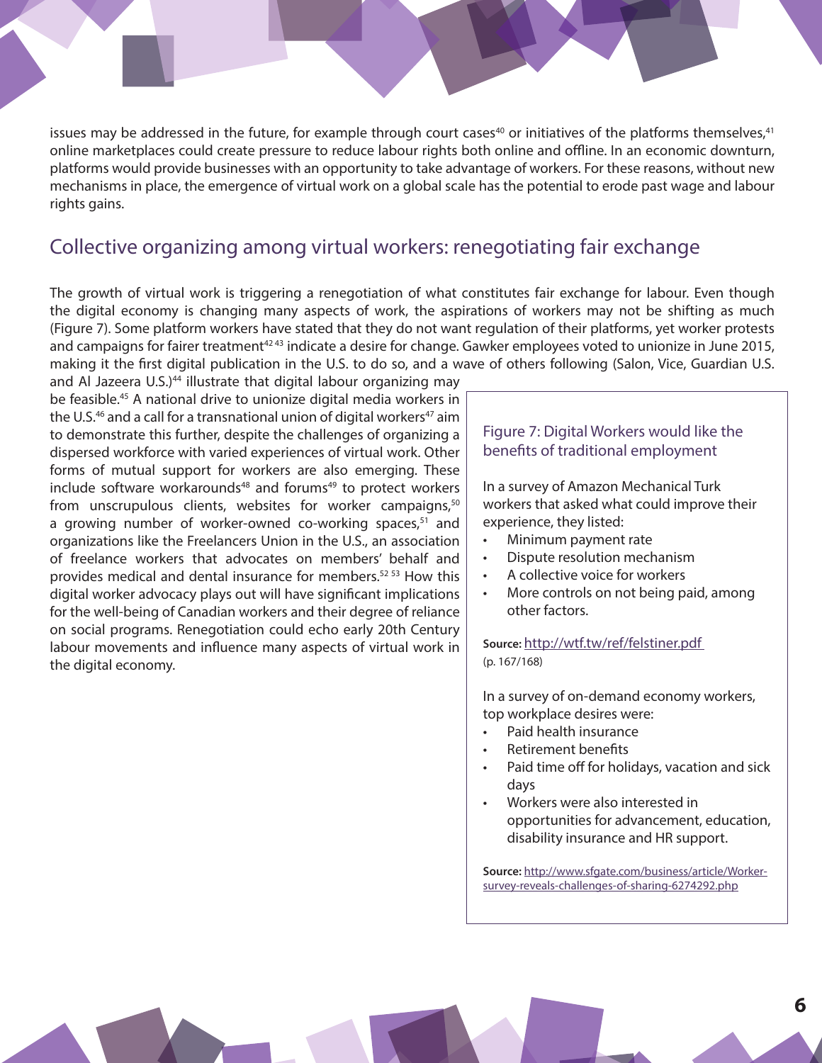issues may be addressed in the future, for example through court cases[40] or initiatives of the platforms themselves,[41] online marketplaces could create pressure to reduce labour rights both online and offline. In an economic downturn, platforms would provide businesses with an opportunity to take advantage of workers. For these reasons, without new mechanisms in place, the emergence of virtual work on a global scale has the potential to erode past wage and labour rights gains.

## Collective organizing among virtual workers: renegotiating fair exchange

The growth of virtual work is triggering a renegotiation of what constitutes fair exchange for labour. Even though the digital economy is changing many aspects of work, the aspirations of workers may not be shifting as much (Figure 7). Some platform workers have stated that they do not want regulation of their platforms, yet worker protests and campaigns for fairer treatment[42 43] indicate a desire for change. Gawker employees voted to unionize in June 2015, making it the first digital publication in the U.S. to do so, and a wave of others following (Salon, Vice, Guardian U.S. and Al Jazeera U.S.)[44] illustrate that digital labour organizing may be feasible.[45] A national drive to unionize digital media workers in the U.S.[46] and a call for a transnational union of digital workers[47] aim to demonstrate this further, despite the challenges of organizing a dispersed workforce with varied experiences of virtual work. Other forms of mutual support for workers are also emerging. These include software workarounds[48] and forums[49] to protect workers from unscrupulous clients, websites for worker campaigns,[50] a growing number of worker-owned co-working spaces,[51] and organizations like the Freelancers Union in the U.S., an association of freelance workers that advocates on members' behalf and provides medical and dental insurance for members.[52 53] How this digital worker advocacy plays out will have significant implications for the well-being of Canadian workers and their degree of reliance on social programs. Renegotiation could echo early 20th Century labour movements and influence many aspects of virtual work in the digital economy.

### Figure 7: Digital Workers would like the benefits of traditional employment

In a survey of Amazon Mechanical Turk workers that asked what could improve their experience, they listed:

- Minimum payment rate
- Dispute resolution mechanism
- A collective voice for workers
- More controls on not being paid, among other factors.

**Source:** http://wtf.tw/ref/felstiner.pdf (p. 167/168)

In a survey of on-demand economy workers, top workplace desires were:

- Paid health insurance
- Retirement benefits
- Paid time off for holidays, vacation and sick days
- Workers were also interested in opportunities for advancement, education, disability insurance and HR support.

**Source:** http://www.sfgate.com/business/article/Worker-survey-reveals-challenges-of-sharing-6274292.php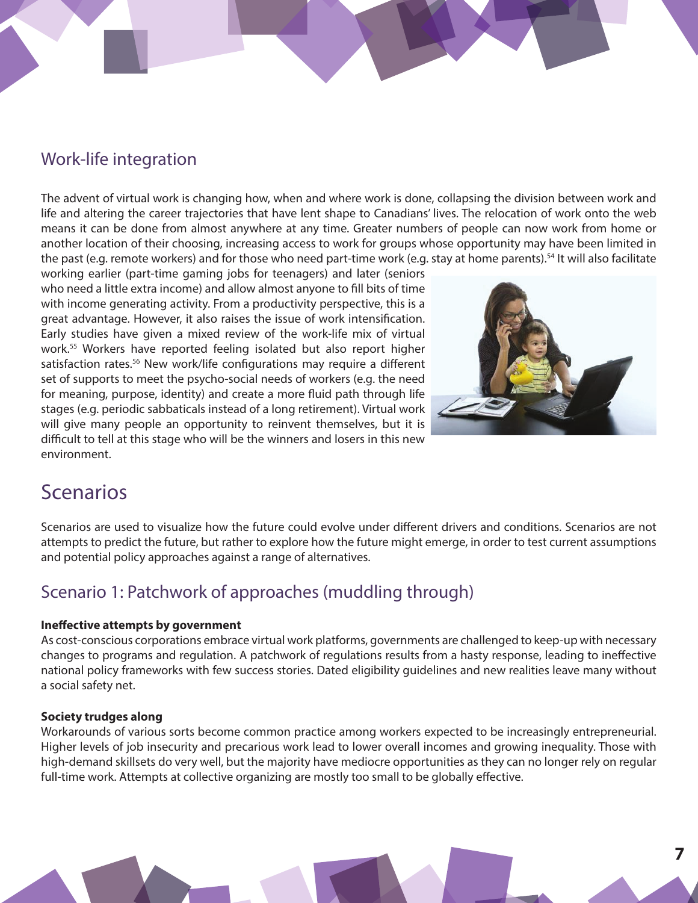## Work-life integration

The advent of virtual work is changing how, when and where work is done, collapsing the division between work and life and altering the career trajectories that have lent shape to Canadians' lives. The relocation of work onto the web means it can be done from almost anywhere at any time. Greater numbers of people can now work from home or another location of their choosing, increasing access to work for groups whose opportunity may have been limited in the past (e.g. remote workers) and for those who need part-time work (e.g. stay at home parents).[54] It will also facilitate working earlier (part-time gaming jobs for teenagers) and later (seniors who need a little extra income) and allow almost anyone to fill bits of time with income generating activity. From a productivity perspective, this is a great advantage. However, it also raises the issue of work intensification. Early studies have given a mixed review of the work-life mix of virtual work.[55] Workers have reported feeling isolated but also report higher satisfaction rates.[56] New work/life configurations may require a different set of supports to meet the psycho-social needs of workers (e.g. the need for meaning, purpose, identity) and create a more fluid path through life stages (e.g. periodic sabbaticals instead of a long retirement). Virtual work will give many people an opportunity to reinvent themselves, but it is difficult to tell at this stage who will be the winners and losers in this new environment.

# Scenarios

Scenarios are used to visualize how the future could evolve under different drivers and conditions. Scenarios are not attempts to predict the future, but rather to explore how the future might emerge, in order to test current assumptions and potential policy approaches against a range of alternatives.

## Scenario 1: Patchwork of approaches (muddling through)

**Ineffective attempts by government**
As cost-conscious corporations embrace virtual work platforms, governments are challenged to keep-up with necessary changes to programs and regulation. A patchwork of regulations results from a hasty response, leading to ineffective national policy frameworks with few success stories. Dated eligibility guidelines and new realities leave many without a social safety net.

**Society trudges along**
Workarounds of various sorts become common practice among workers expected to be increasingly entrepreneurial. Higher levels of job insecurity and precarious work lead to lower overall incomes and growing inequality. Those with high-demand skillsets do very well, but the majority have mediocre opportunities as they can no longer rely on regular full-time work. Attempts at collective organizing are mostly too small to be globally effective.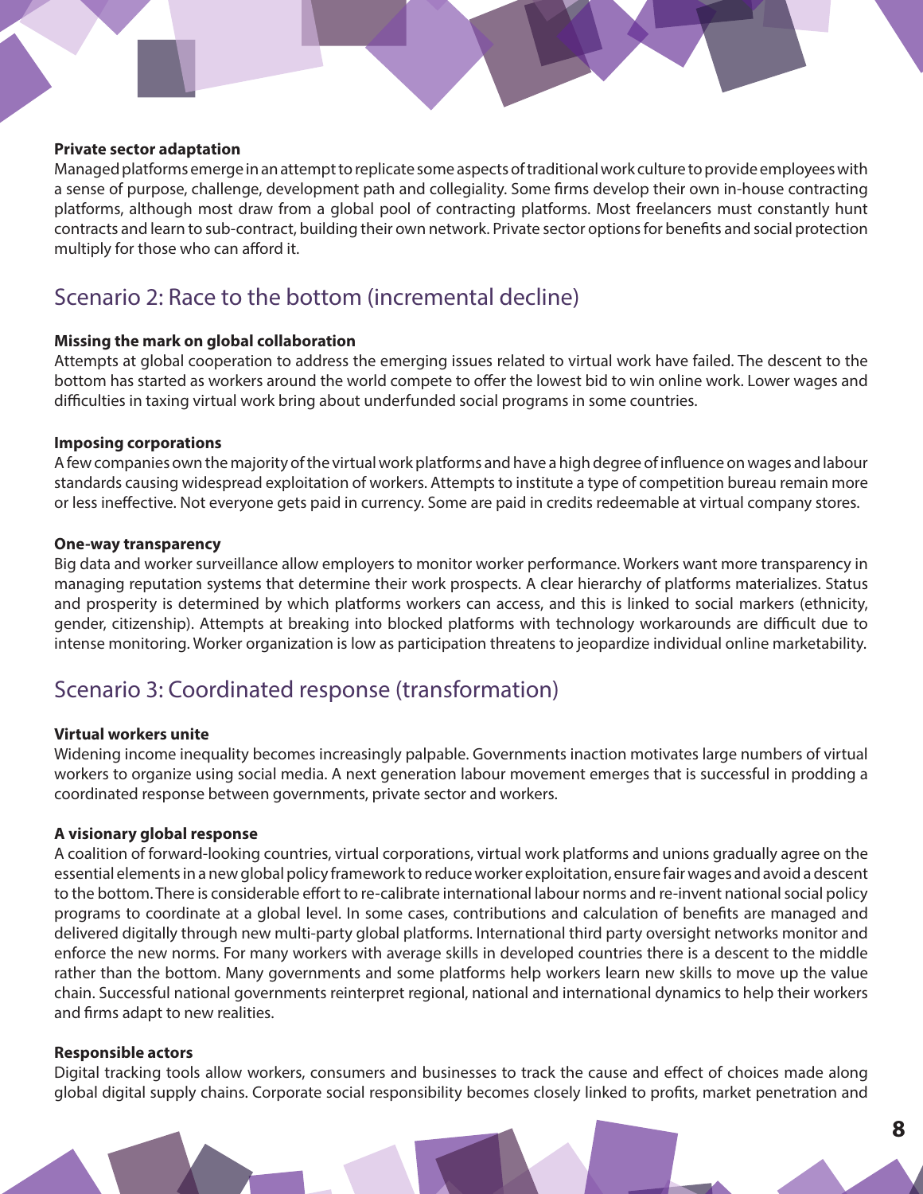**Private sector adaptation**

Managed platforms emerge in an attempt to replicate some aspects of traditional work culture to provide employees with a sense of purpose, challenge, development path and collegiality. Some firms develop their own in-house contracting platforms, although most draw from a global pool of contracting platforms. Most freelancers must constantly hunt contracts and learn to sub-contract, building their own network. Private sector options for benefits and social protection multiply for those who can afford it.

## Scenario 2: Race to the bottom (incremental decline)

**Missing the mark on global collaboration**

Attempts at global cooperation to address the emerging issues related to virtual work have failed. The descent to the bottom has started as workers around the world compete to offer the lowest bid to win online work. Lower wages and difficulties in taxing virtual work bring about underfunded social programs in some countries.

**Imposing corporations**

A few companies own the majority of the virtual work platforms and have a high degree of influence on wages and labour standards causing widespread exploitation of workers. Attempts to institute a type of competition bureau remain more or less ineffective. Not everyone gets paid in currency. Some are paid in credits redeemable at virtual company stores.

**One-way transparency**

Big data and worker surveillance allow employers to monitor worker performance. Workers want more transparency in managing reputation systems that determine their work prospects. A clear hierarchy of platforms materializes. Status and prosperity is determined by which platforms workers can access, and this is linked to social markers (ethnicity, gender, citizenship). Attempts at breaking into blocked platforms with technology workarounds are difficult due to intense monitoring. Worker organization is low as participation threatens to jeopardize individual online marketability.

## Scenario 3: Coordinated response (transformation)

**Virtual workers unite**

Widening income inequality becomes increasingly palpable. Governments inaction motivates large numbers of virtual workers to organize using social media. A next generation labour movement emerges that is successful in prodding a coordinated response between governments, private sector and workers.

**A visionary global response**

A coalition of forward-looking countries, virtual corporations, virtual work platforms and unions gradually agree on the essential elements in a new global policy framework to reduce worker exploitation, ensure fair wages and avoid a descent to the bottom. There is considerable effort to re-calibrate international labour norms and re-invent national social policy programs to coordinate at a global level. In some cases, contributions and calculation of benefits are managed and delivered digitally through new multi-party global platforms. International third party oversight networks monitor and enforce the new norms. For many workers with average skills in developed countries there is a descent to the middle rather than the bottom. Many governments and some platforms help workers learn new skills to move up the value chain. Successful national governments reinterpret regional, national and international dynamics to help their workers and firms adapt to new realities.

**Responsible actors**

Digital tracking tools allow workers, consumers and businesses to track the cause and effect of choices made along global digital supply chains. Corporate social responsibility becomes closely linked to profits, market penetration and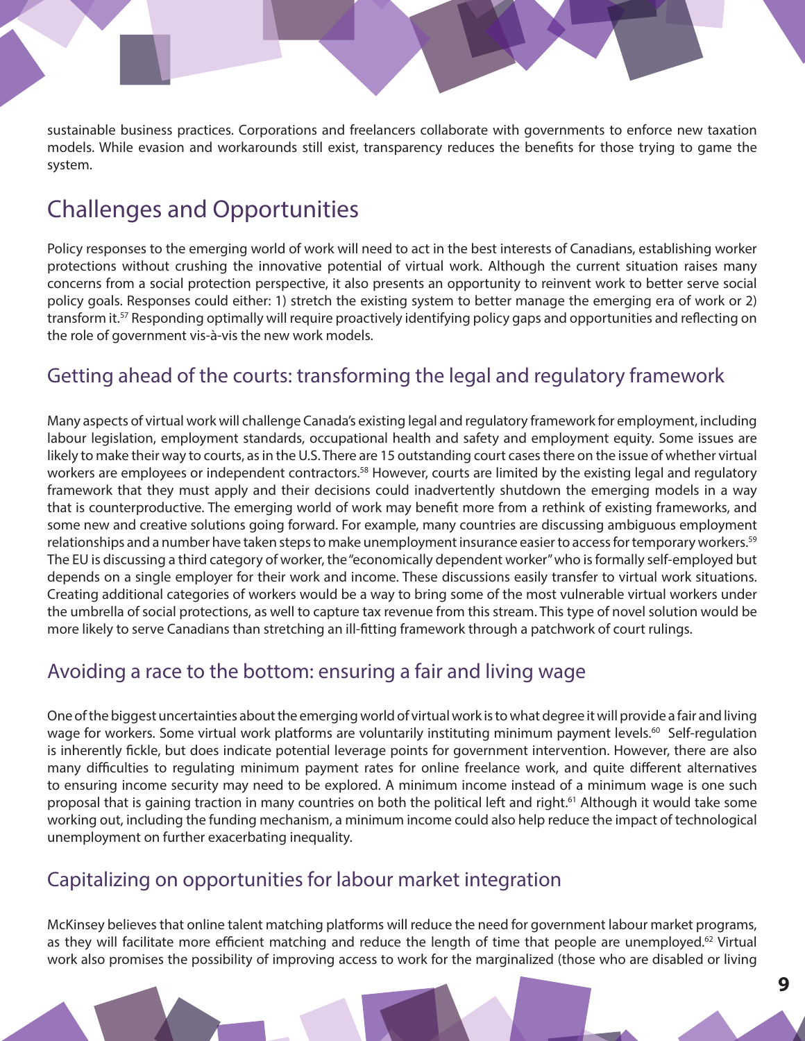sustainable business practices. Corporations and freelancers collaborate with governments to enforce new taxation models. While evasion and workarounds still exist, transparency reduces the benefits for those trying to game the system.

## Challenges and Opportunities

Policy responses to the emerging world of work will need to act in the best interests of Canadians, establishing worker protections without crushing the innovative potential of virtual work. Although the current situation raises many concerns from a social protection perspective, it also presents an opportunity to reinvent work to better serve social policy goals. Responses could either: 1) stretch the existing system to better manage the emerging era of work or 2) transform it.[57] Responding optimally will require proactively identifying policy gaps and opportunities and reflecting on the role of government vis-à-vis the new work models.

### Getting ahead of the courts: transforming the legal and regulatory framework

Many aspects of virtual work will challenge Canada's existing legal and regulatory framework for employment, including labour legislation, employment standards, occupational health and safety and employment equity. Some issues are likely to make their way to courts, as in the U.S. There are 15 outstanding court cases there on the issue of whether virtual workers are employees or independent contractors.[58] However, courts are limited by the existing legal and regulatory framework that they must apply and their decisions could inadvertently shutdown the emerging models in a way that is counterproductive. The emerging world of work may benefit more from a rethink of existing frameworks, and some new and creative solutions going forward. For example, many countries are discussing ambiguous employment relationships and a number have taken steps to make unemployment insurance easier to access for temporary workers.[59] The EU is discussing a third category of worker, the "economically dependent worker" who is formally self-employed but depends on a single employer for their work and income. These discussions easily transfer to virtual work situations. Creating additional categories of workers would be a way to bring some of the most vulnerable virtual workers under the umbrella of social protections, as well to capture tax revenue from this stream. This type of novel solution would be more likely to serve Canadians than stretching an ill-fitting framework through a patchwork of court rulings.

### Avoiding a race to the bottom: ensuring a fair and living wage

One of the biggest uncertainties about the emerging world of virtual work is to what degree it will provide a fair and living wage for workers. Some virtual work platforms are voluntarily instituting minimum payment levels.[60] Self-regulation is inherently fickle, but does indicate potential leverage points for government intervention. However, there are also many difficulties to regulating minimum payment rates for online freelance work, and quite different alternatives to ensuring income security may need to be explored. A minimum income instead of a minimum wage is one such proposal that is gaining traction in many countries on both the political left and right.[61] Although it would take some working out, including the funding mechanism, a minimum income could also help reduce the impact of technological unemployment on further exacerbating inequality.

### Capitalizing on opportunities for labour market integration

McKinsey believes that online talent matching platforms will reduce the need for government labour market programs, as they will facilitate more efficient matching and reduce the length of time that people are unemployed.[62] Virtual work also promises the possibility of improving access to work for the marginalized (those who are disabled or living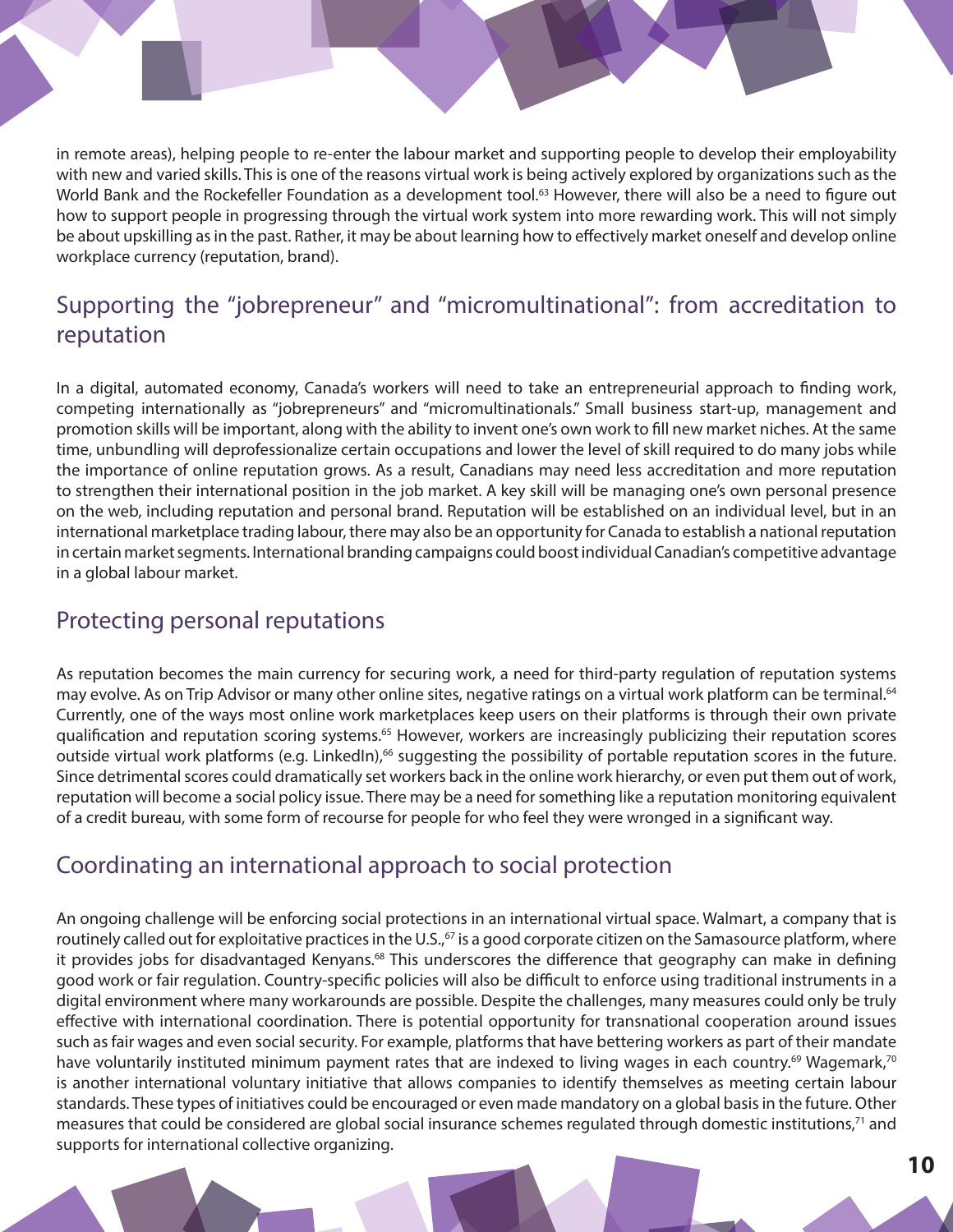in remote areas), helping people to re-enter the labour market and supporting people to develop their employability with new and varied skills. This is one of the reasons virtual work is being actively explored by organizations such as the World Bank and the Rockefeller Foundation as a development tool.[63] However, there will also be a need to figure out how to support people in progressing through the virtual work system into more rewarding work. This will not simply be about upskilling as in the past. Rather, it may be about learning how to effectively market oneself and develop online workplace currency (reputation, brand).

## Supporting the "jobrepreneur" and "micromultinational": from accreditation to reputation

In a digital, automated economy, Canada's workers will need to take an entrepreneurial approach to finding work, competing internationally as "jobrepreneurs" and "micromultinationals." Small business start-up, management and promotion skills will be important, along with the ability to invent one's own work to fill new market niches. At the same time, unbundling will deprofessionalize certain occupations and lower the level of skill required to do many jobs while the importance of online reputation grows. As a result, Canadians may need less accreditation and more reputation to strengthen their international position in the job market. A key skill will be managing one's own personal presence on the web, including reputation and personal brand. Reputation will be established on an individual level, but in an international marketplace trading labour, there may also be an opportunity for Canada to establish a national reputation in certain market segments. International branding campaigns could boost individual Canadian's competitive advantage in a global labour market.

## Protecting personal reputations

As reputation becomes the main currency for securing work, a need for third-party regulation of reputation systems may evolve. As on Trip Advisor or many other online sites, negative ratings on a virtual work platform can be terminal.[64] Currently, one of the ways most online work marketplaces keep users on their platforms is through their own private qualification and reputation scoring systems.[65] However, workers are increasingly publicizing their reputation scores outside virtual work platforms (e.g. LinkedIn),[66] suggesting the possibility of portable reputation scores in the future. Since detrimental scores could dramatically set workers back in the online work hierarchy, or even put them out of work, reputation will become a social policy issue. There may be a need for something like a reputation monitoring equivalent of a credit bureau, with some form of recourse for people for who feel they were wronged in a significant way.

## Coordinating an international approach to social protection

An ongoing challenge will be enforcing social protections in an international virtual space. Walmart, a company that is routinely called out for exploitative practices in the U.S.,[67] is a good corporate citizen on the Samasource platform, where it provides jobs for disadvantaged Kenyans.[68] This underscores the difference that geography can make in defining good work or fair regulation. Country-specific policies will also be difficult to enforce using traditional instruments in a digital environment where many workarounds are possible. Despite the challenges, many measures could only be truly effective with international coordination. There is potential opportunity for transnational cooperation around issues such as fair wages and even social security. For example, platforms that have bettering workers as part of their mandate have voluntarily instituted minimum payment rates that are indexed to living wages in each country.[69] Wagemark,[70] is another international voluntary initiative that allows companies to identify themselves as meeting certain labour standards. These types of initiatives could be encouraged or even made mandatory on a global basis in the future. Other measures that could be considered are global social insurance schemes regulated through domestic institutions,[71] and supports for international collective organizing.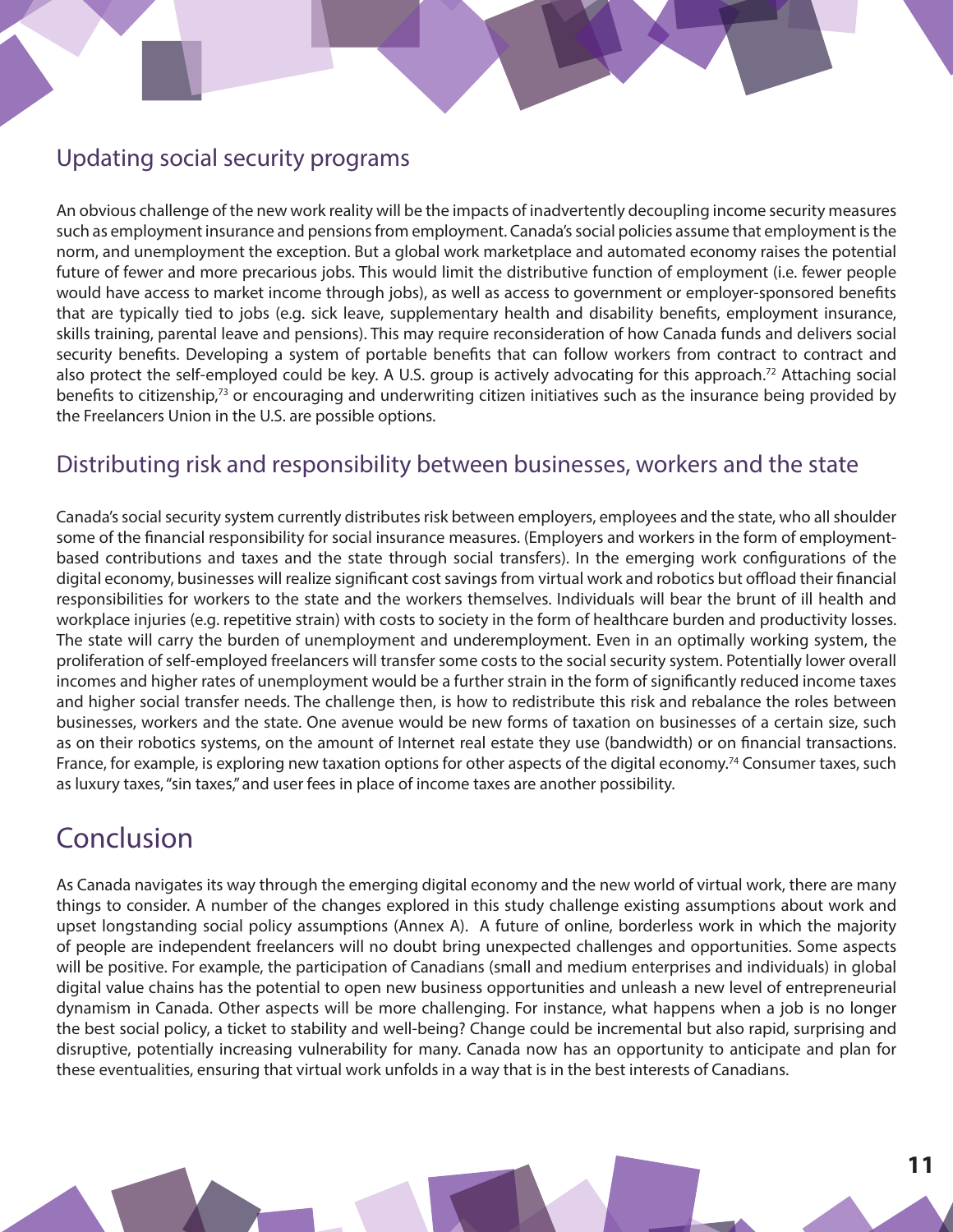## Updating social security programs

An obvious challenge of the new work reality will be the impacts of inadvertently decoupling income security measures such as employment insurance and pensions from employment. Canada's social policies assume that employment is the norm, and unemployment the exception. But a global work marketplace and automated economy raises the potential future of fewer and more precarious jobs. This would limit the distributive function of employment (i.e. fewer people would have access to market income through jobs), as well as access to government or employer-sponsored benefits that are typically tied to jobs (e.g. sick leave, supplementary health and disability benefits, employment insurance, skills training, parental leave and pensions). This may require reconsideration of how Canada funds and delivers social security benefits. Developing a system of portable benefits that can follow workers from contract to contract and also protect the self-employed could be key. A U.S. group is actively advocating for this approach.[72] Attaching social benefits to citizenship,[73] or encouraging and underwriting citizen initiatives such as the insurance being provided by the Freelancers Union in the U.S. are possible options.

## Distributing risk and responsibility between businesses, workers and the state

Canada's social security system currently distributes risk between employers, employees and the state, who all shoulder some of the financial responsibility for social insurance measures. (Employers and workers in the form of employment-based contributions and taxes and the state through social transfers). In the emerging work configurations of the digital economy, businesses will realize significant cost savings from virtual work and robotics but offload their financial responsibilities for workers to the state and the workers themselves. Individuals will bear the brunt of ill health and workplace injuries (e.g. repetitive strain) with costs to society in the form of healthcare burden and productivity losses. The state will carry the burden of unemployment and underemployment. Even in an optimally working system, the proliferation of self-employed freelancers will transfer some costs to the social security system. Potentially lower overall incomes and higher rates of unemployment would be a further strain in the form of significantly reduced income taxes and higher social transfer needs. The challenge then, is how to redistribute this risk and rebalance the roles between businesses, workers and the state. One avenue would be new forms of taxation on businesses of a certain size, such as on their robotics systems, on the amount of Internet real estate they use (bandwidth) or on financial transactions. France, for example, is exploring new taxation options for other aspects of the digital economy.[74] Consumer taxes, such as luxury taxes, "sin taxes," and user fees in place of income taxes are another possibility.

# Conclusion

As Canada navigates its way through the emerging digital economy and the new world of virtual work, there are many things to consider. A number of the changes explored in this study challenge existing assumptions about work and upset longstanding social policy assumptions (Annex A). A future of online, borderless work in which the majority of people are independent freelancers will no doubt bring unexpected challenges and opportunities. Some aspects will be positive. For example, the participation of Canadians (small and medium enterprises and individuals) in global digital value chains has the potential to open new business opportunities and unleash a new level of entrepreneurial dynamism in Canada. Other aspects will be more challenging. For instance, what happens when a job is no longer the best social policy, a ticket to stability and well-being? Change could be incremental but also rapid, surprising and disruptive, potentially increasing vulnerability for many. Canada now has an opportunity to anticipate and plan for these eventualities, ensuring that virtual work unfolds in a way that is in the best interests of Canadians.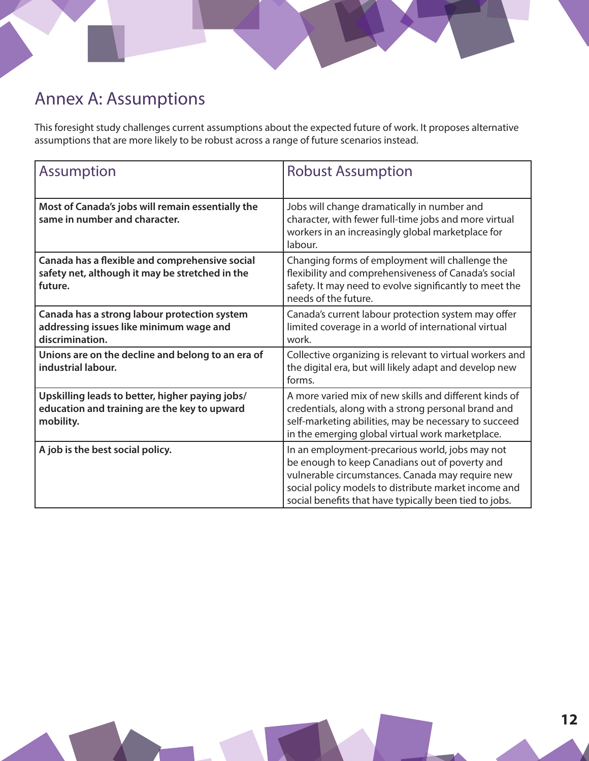## Annex A: Assumptions

This foresight study challenges current assumptions about the expected future of work. It proposes alternative assumptions that are more likely to be robust across a range of future scenarios instead.

| Assumption | Robust Assumption |
|---|---|
| **Most of Canada's jobs will remain essentially the same in number and character.** | Jobs will change dramatically in number and character, with fewer full-time jobs and more virtual workers in an increasingly global marketplace for labour. |
| **Canada has a flexible and comprehensive social safety net, although it may be stretched in the future.** | Changing forms of employment will challenge the flexibility and comprehensiveness of Canada's social safety. It may need to evolve significantly to meet the needs of the future. |
| **Canada has a strong labour protection system addressing issues like minimum wage and discrimination.** | Canada's current labour protection system may offer limited coverage in a world of international virtual work. |
| **Unions are on the decline and belong to an era of industrial labour.** | Collective organizing is relevant to virtual workers and the digital era, but will likely adapt and develop new forms. |
| **Upskilling leads to better, higher paying jobs/ education and training are the key to upward mobility.** | A more varied mix of new skills and different kinds of credentials, along with a strong personal brand and self-marketing abilities, may be necessary to succeed in the emerging global virtual work marketplace. |
| **A job is the best social policy.** | In an employment-precarious world, jobs may not be enough to keep Canadians out of poverty and vulnerable circumstances. Canada may require new social policy models to distribute market income and social benefits that have typically been tied to jobs. |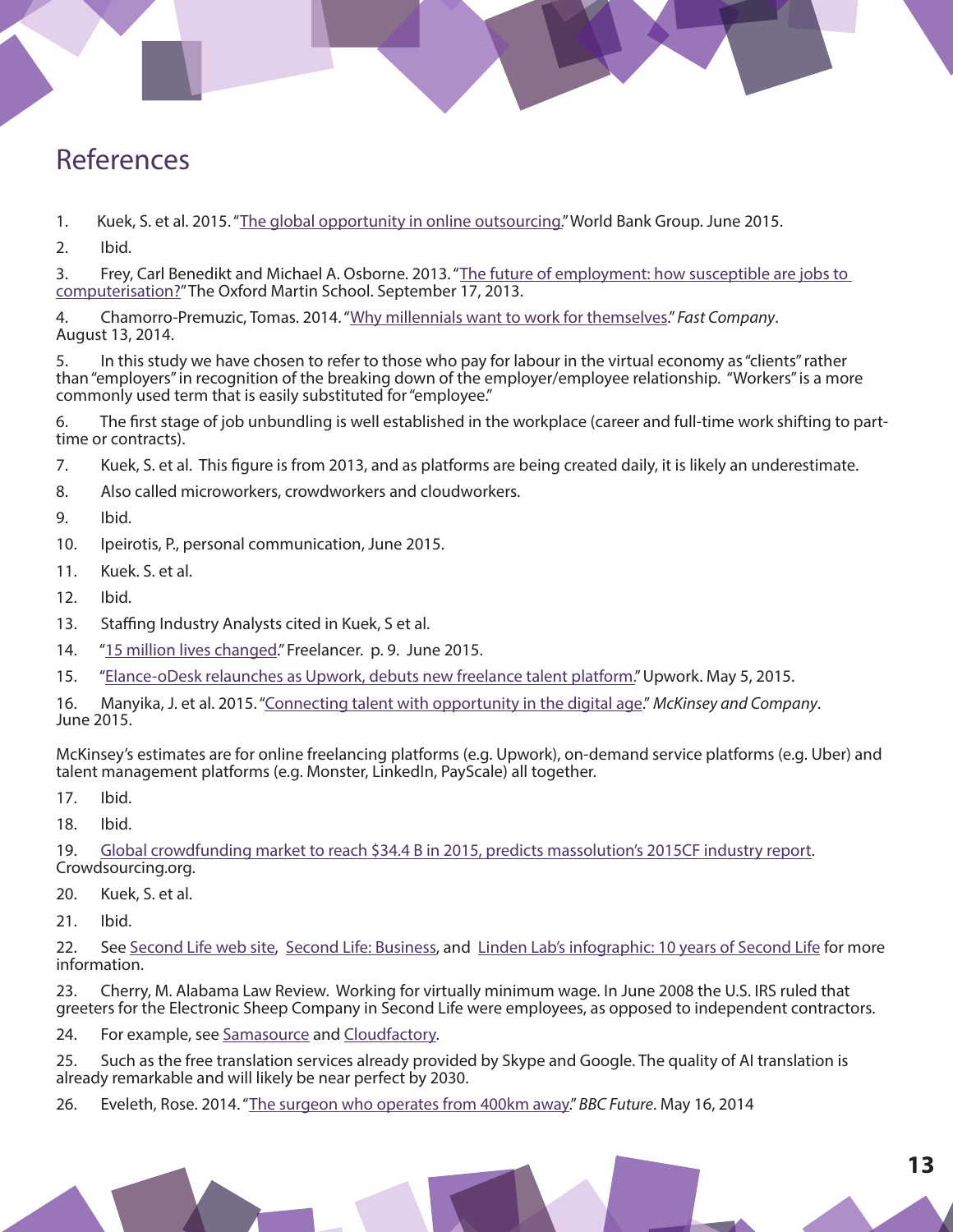# References

1. Kuek, S. et al. 2015. "The global opportunity in online outsourcing." World Bank Group. June 2015.
2. Ibid.
3. Frey, Carl Benedikt and Michael A. Osborne. 2013. "The future of employment: how susceptible are jobs to computerisation?" The Oxford Martin School. September 17, 2013.
4. Chamorro-Premuzic, Tomas. 2014. "Why millennials want to work for themselves." *Fast Company*. August 13, 2014.
5. In this study we have chosen to refer to those who pay for labour in the virtual economy as "clients" rather than "employers" in recognition of the breaking down of the employer/employee relationship. "Workers" is a more commonly used term that is easily substituted for "employee."
6. The first stage of job unbundling is well established in the workplace (career and full-time work shifting to part-time or contracts).
7. Kuek, S. et al. This figure is from 2013, and as platforms are being created daily, it is likely an underestimate.
8. Also called microworkers, crowdworkers and cloudworkers.
9. Ibid.
10. Ipeirotis, P., personal communication, June 2015.
11. Kuek. S. et al.
12. Ibid.
13. Staffing Industry Analysts cited in Kuek, S et al.
14. "15 million lives changed." Freelancer. p. 9. June 2015.
15. "Elance-oDesk relaunches as Upwork, debuts new freelance talent platform." Upwork. May 5, 2015.
16. Manyika, J. et al. 2015. "Connecting talent with opportunity in the digital age." *McKinsey and Company*. June 2015.

    McKinsey's estimates are for online freelancing platforms (e.g. Upwork), on-demand service platforms (e.g. Uber) and talent management platforms (e.g. Monster, LinkedIn, PayScale) all together.
17. Ibid.
18. Ibid.
19. Global crowdfunding market to reach $34.4 B in 2015, predicts massolution's 2015CF industry report. Crowdsourcing.org.
20. Kuek, S. et al.
21. Ibid.
22. See Second Life web site, Second Life: Business, and Linden Lab's infographic: 10 years of Second Life for more information.
23. Cherry, M. Alabama Law Review. Working for virtually minimum wage. In June 2008 the U.S. IRS ruled that greeters for the Electronic Sheep Company in Second Life were employees, as opposed to independent contractors.
24. For example, see Samasource and Cloudfactory.
25. Such as the free translation services already provided by Skype and Google. The quality of AI translation is already remarkable and will likely be near perfect by 2030.
26. Eveleth, Rose. 2014. "The surgeon who operates from 400km away." *BBC Future*. May 16, 2014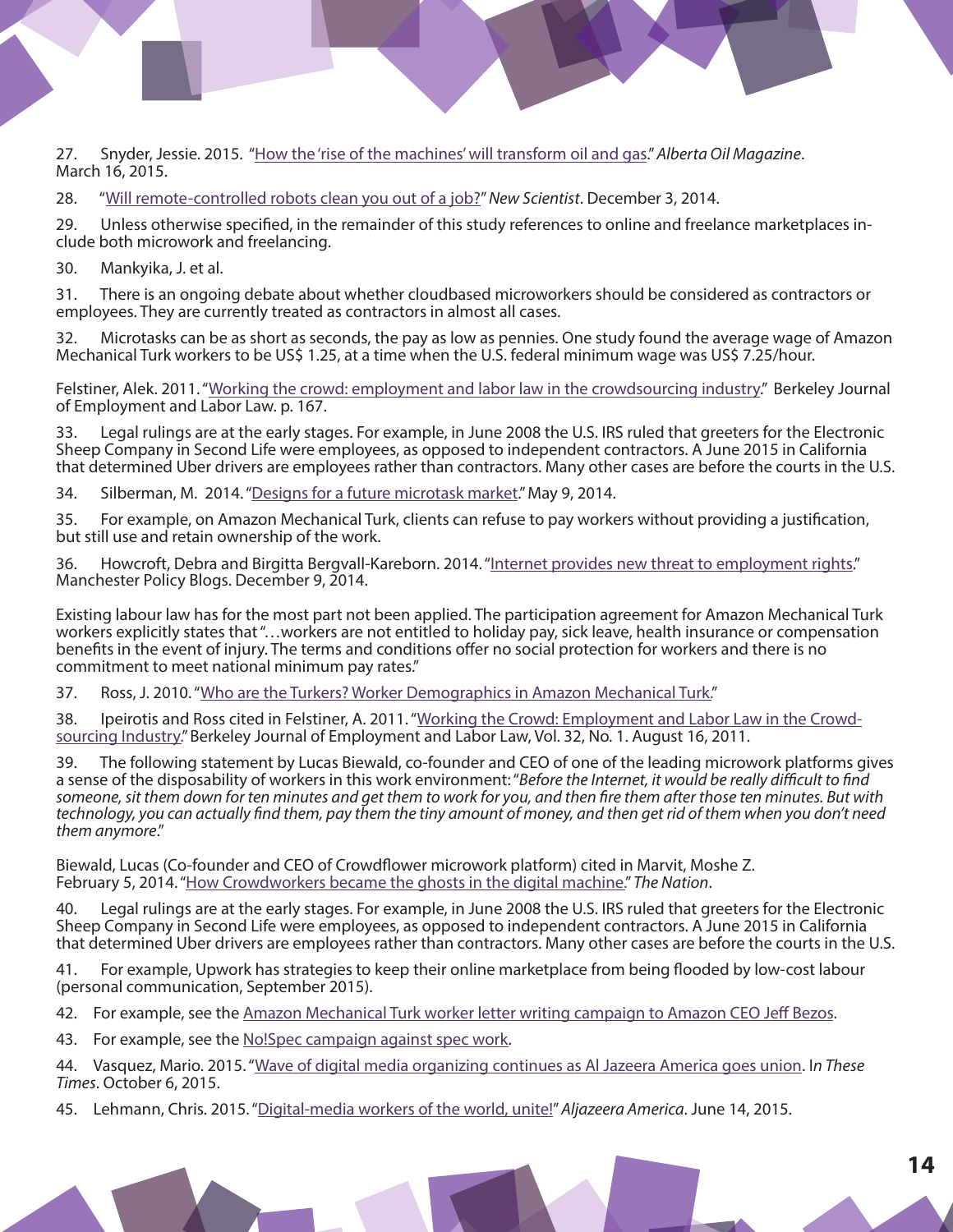27. Snyder, Jessie. 2015. "How the 'rise of the machines' will transform oil and gas." *Alberta Oil Magazine*. March 16, 2015.

28. "Will remote-controlled robots clean you out of a job?" *New Scientist*. December 3, 2014.

29. Unless otherwise specified, in the remainder of this study references to online and freelance marketplaces include both microwork and freelancing.

30. Mankyika, J. et al.

31. There is an ongoing debate about whether cloudbased microworkers should be considered as contractors or employees. They are currently treated as contractors in almost all cases.

32. Microtasks can be as short as seconds, the pay as low as pennies. One study found the average wage of Amazon Mechanical Turk workers to be US$ 1.25, at a time when the U.S. federal minimum wage was US$ 7.25/hour.

Felstiner, Alek. 2011. "Working the crowd: employment and labor law in the crowdsourcing industry." Berkeley Journal of Employment and Labor Law. p. 167.

33. Legal rulings are at the early stages. For example, in June 2008 the U.S. IRS ruled that greeters for the Electronic Sheep Company in Second Life were employees, as opposed to independent contractors. A June 2015 in California that determined Uber drivers are employees rather than contractors. Many other cases are before the courts in the U.S.

34. Silberman, M. 2014. "Designs for a future microtask market." May 9, 2014.

35. For example, on Amazon Mechanical Turk, clients can refuse to pay workers without providing a justification, but still use and retain ownership of the work.

36. Howcroft, Debra and Birgitta Bergvall-Kareborn. 2014. "Internet provides new threat to employment rights." Manchester Policy Blogs. December 9, 2014.

Existing labour law has for the most part not been applied. The participation agreement for Amazon Mechanical Turk workers explicitly states that "…workers are not entitled to holiday pay, sick leave, health insurance or compensation benefits in the event of injury. The terms and conditions offer no social protection for workers and there is no commitment to meet national minimum pay rates."

37. Ross, J. 2010. "Who are the Turkers? Worker Demographics in Amazon Mechanical Turk."

38. Ipeirotis and Ross cited in Felstiner, A. 2011. "Working the Crowd: Employment and Labor Law in the Crowdsourcing Industry." Berkeley Journal of Employment and Labor Law, Vol. 32, No. 1. August 16, 2011.

39. The following statement by Lucas Biewald, co-founder and CEO of one of the leading microwork platforms gives a sense of the disposability of workers in this work environment: "*Before the Internet, it would be really difficult to find someone, sit them down for ten minutes and get them to work for you, and then fire them after those ten minutes. But with technology, you can actually find them, pay them the tiny amount of money, and then get rid of them when you don't need them anymore*."

Biewald, Lucas (Co-founder and CEO of Crowdflower microwork platform) cited in Marvit, Moshe Z. February 5, 2014. "How Crowdworkers became the ghosts in the digital machine." *The Nation*.

40. Legal rulings are at the early stages. For example, in June 2008 the U.S. IRS ruled that greeters for the Electronic Sheep Company in Second Life were employees, as opposed to independent contractors. A June 2015 in California that determined Uber drivers are employees rather than contractors. Many other cases are before the courts in the U.S.

41. For example, Upwork has strategies to keep their online marketplace from being flooded by low-cost labour (personal communication, September 2015).

42. For example, see the Amazon Mechanical Turk worker letter writing campaign to Amazon CEO Jeff Bezos.

43. For example, see the No!Spec campaign against spec work.

44. Vasquez, Mario. 2015. "Wave of digital media organizing continues as Al Jazeera America goes union. I*n These Times*. October 6, 2015.

45. Lehmann, Chris. 2015. "Digital-media workers of the world, unite!" *Aljazeera America*. June 14, 2015.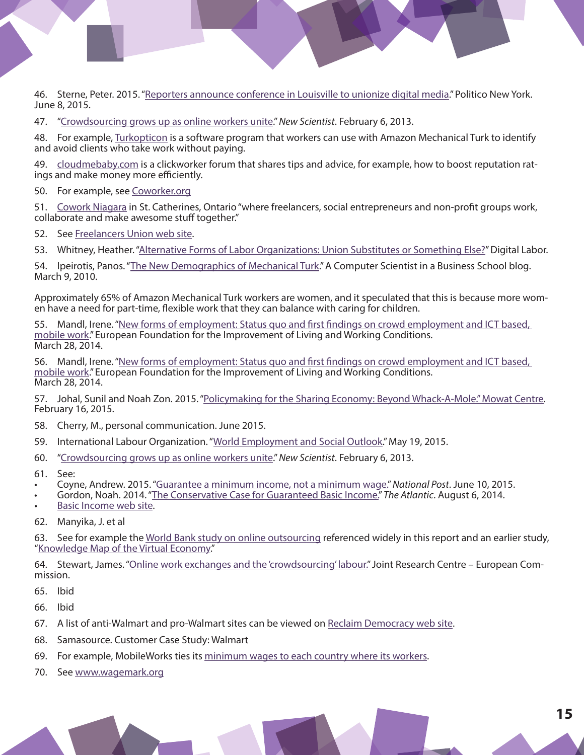46. Sterne, Peter. 2015. "Reporters announce conference in Louisville to unionize digital media." Politico New York. June 8, 2015.

47. "Crowdsourcing grows up as online workers unite." *New Scientist*. February 6, 2013.

48. For example, Turkopticon is a software program that workers can use with Amazon Mechanical Turk to identify and avoid clients who take work without paying.

49. cloudmebaby.com is a clickworker forum that shares tips and advice, for example, how to boost reputation ratings and make money more efficiently.

50. For example, see Coworker.org

51. Cowork Niagara in St. Catherines, Ontario "where freelancers, social entrepreneurs and non-profit groups work, collaborate and make awesome stuff together."

52. See Freelancers Union web site.

53. Whitney, Heather. "Alternative Forms of Labor Organizations: Union Substitutes or Something Else?" Digital Labor.

54. Ipeirotis, Panos. "The New Demographics of Mechanical Turk." A Computer Scientist in a Business School blog. March 9, 2010.

Approximately 65% of Amazon Mechanical Turk workers are women, and it speculated that this is because more women have a need for part-time, flexible work that they can balance with caring for children.

55. Mandl, Irene. "New forms of employment: Status quo and first findings on crowd employment and ICT based, mobile work." European Foundation for the Improvement of Living and Working Conditions. March 28, 2014.

56. Mandl, Irene. "New forms of employment: Status quo and first findings on crowd employment and ICT based, mobile work." European Foundation for the Improvement of Living and Working Conditions. March 28, 2014.

57. Johal, Sunil and Noah Zon. 2015. "Policymaking for the Sharing Economy: Beyond Whack-A-Mole." Mowat Centre. February 16, 2015.

58. Cherry, M., personal communication. June 2015.

59. International Labour Organization. "World Employment and Social Outlook." May 19, 2015.

60. "Crowdsourcing grows up as online workers unite." *New Scientist*. February 6, 2013.

61. See:
- Coyne, Andrew. 2015. "Guarantee a minimum income, not a minimum wage." *National Post*. June 10, 2015.
- Gordon, Noah. 2014. "The Conservative Case for Guaranteed Basic Income." *The Atlantic*. August 6, 2014.
- Basic Income web site.

62. Manyika, J. et al

63. See for example the World Bank study on online outsourcing referenced widely in this report and an earlier study, "Knowledge Map of the Virtual Economy."

64. Stewart, James. "Online work exchanges and the 'crowdsourcing' labour." Joint Research Centre – European Commission.

65. Ibid

66. Ibid

67. A list of anti-Walmart and pro-Walmart sites can be viewed on Reclaim Democracy web site.

68. Samasource. Customer Case Study: Walmart

69. For example, MobileWorks ties its minimum wages to each country where its workers.

70. See www.wagemark.org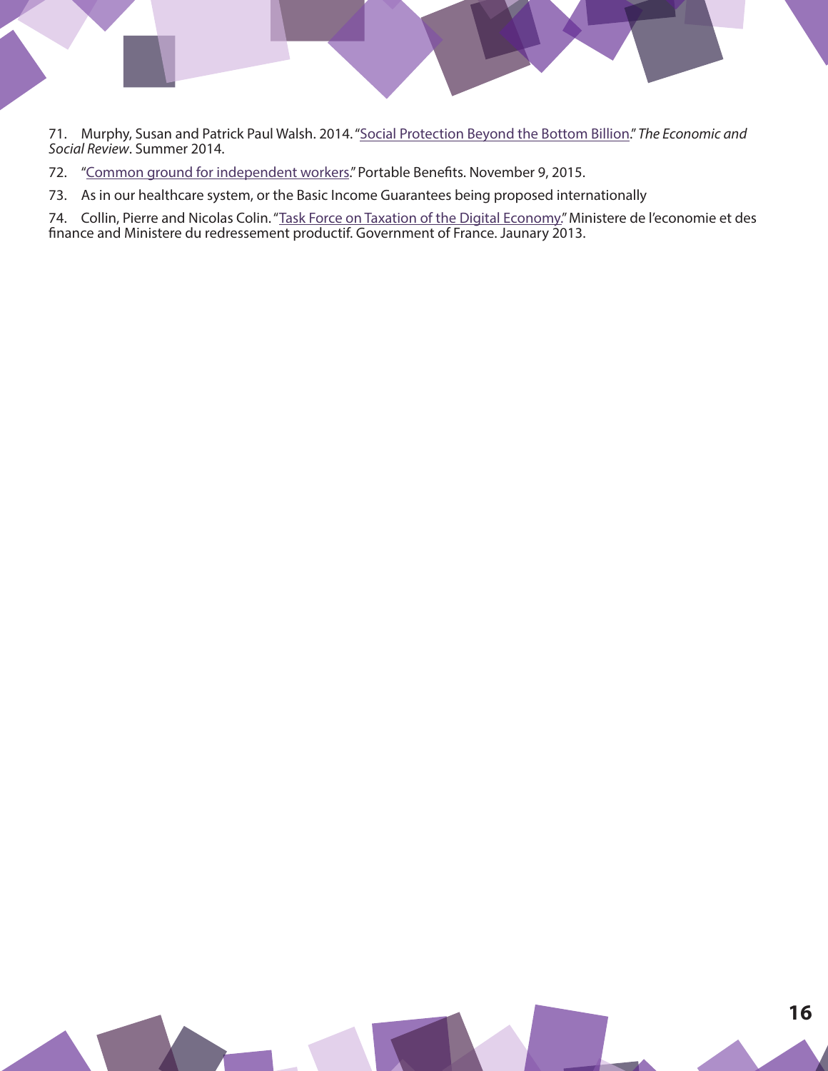71. Murphy, Susan and Patrick Paul Walsh. 2014. "Social Protection Beyond the Bottom Billion." *The Economic and Social Review*. Summer 2014.

72. "Common ground for independent workers." Portable Benefits. November 9, 2015.

73. As in our healthcare system, or the Basic Income Guarantees being proposed internationally

74. Collin, Pierre and Nicolas Colin. "Task Force on Taxation of the Digital Economy." Ministere de l'economie et des finance and Ministere du redressement productif. Government of France. Jaunary 2013.